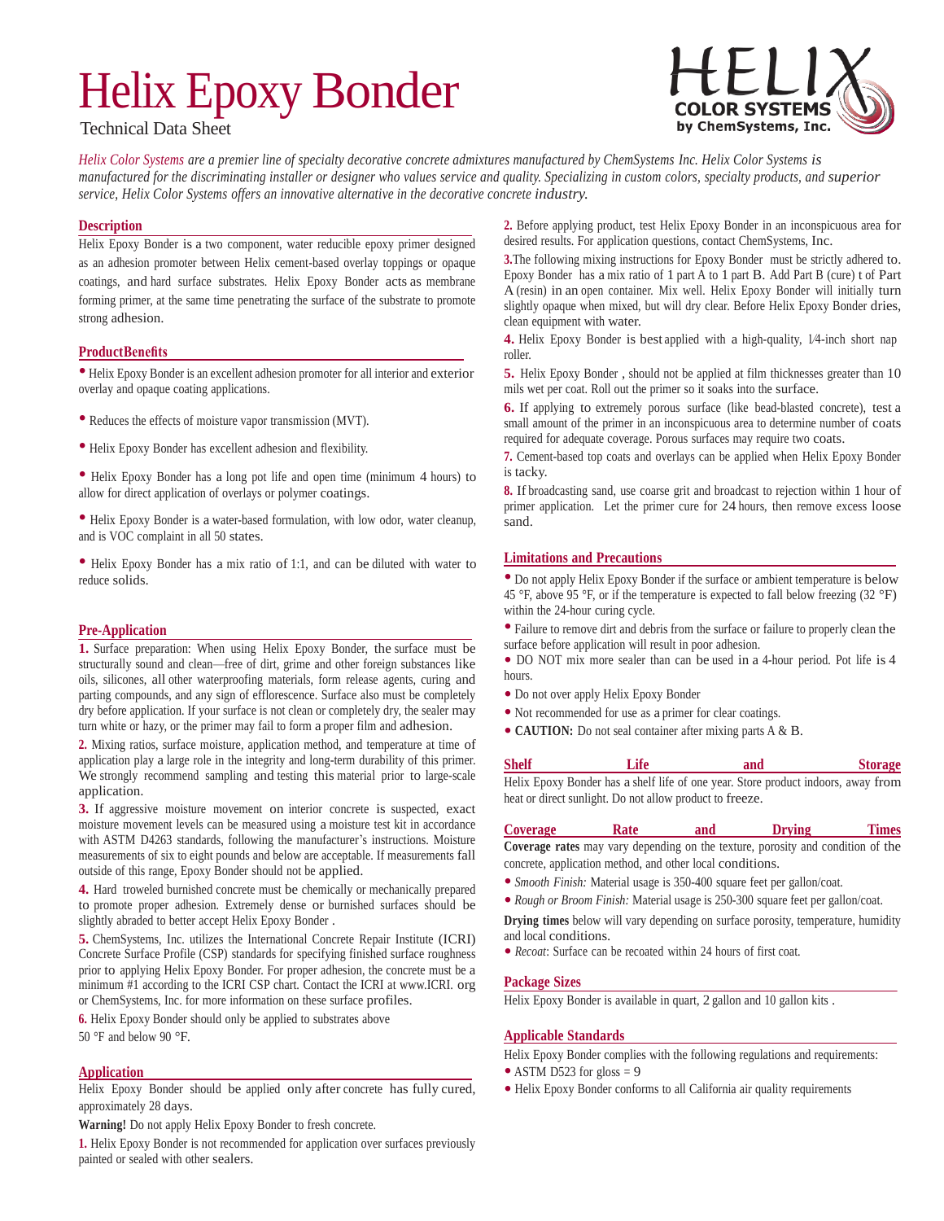# Helix Epoxy Bonder

Technical Data Sheet

HELIX COLOR SYSTEMS by ChemSystems, Inc.

*Helix Color Systems are a premier line of specialty decorative concrete admixtures manufactured by ChemSystems Inc. Helix Color Systems is manufactured for the discriminating installer or designer who values service and quality. Specializing in custom colors, specialty products, and superior service, Helix Color Systems offers an innovative alternative in the decorative concrete industry.*

## Description

Helix Epoxy Bonder is a two component, water reducible epoxy primer designed as an adhesion promoter between Helix cement-based overlay toppings or opaque coatings, and hard surface substrates. Helix Epoxy Bonder acts as membrane forming primer, at the same time penetrating the surface of the substrate to promote strong adhesion.

## ProductBenefits

- Helix Epoxy Bonder is an excellent adhesion promoter for all interior and exterior overlay and opaque coating applications.
- Reduces the effects of moisture vapor transmission (MVT).
- Helix Epoxy Bonder has excellent adhesion and flexibility.
- Helix Epoxy Bonder has a long pot life and open time (minimum 4 hours) to allow for direct application of overlays or polymer coatings.
- Helix Epoxy Bonder is a water-based formulation, with low odor, water cleanup, and is VOC complaint in all 50 states.
- Helix Epoxy Bonder has a mix ratio of 1:1, and can be diluted with water to reduce solids.

## Pre-Application

**1.** Surface preparation: When using Helix Epoxy Bonder, the surface must be structurally sound and clean—free of dirt, grime and other foreign substances like oils, silicones, all other waterproofing materials, form release agents, curing and parting compounds, and any sign of efflorescence. Surface also must be completely dry before application. If your surface is not clean or completely dry, the sealer may turn white or hazy, or the primer may fail to form a proper film and adhesion.

**2.** Mixing ratios, surface moisture, application method, and temperature at time of application play a large role in the integrity and long-term durability of this primer. We strongly recommend sampling and testing this material prior to large-scale application.

**3.** If aggressive moisture movement on interior concrete is suspected, exact moisture movement levels can be measured using a moisture test kit in accordance with ASTM D4263 standards, following the manufacturer's instructions. Moisture measurements of six to eight pounds and below are acceptable. If measurements fall outside of this range, Epoxy Bonder should not be applied.

**4.** Hard troweled burnished concrete must be chemically or mechanically prepared to promote proper adhesion. Extremely dense or burnished surfaces should be slightly abraded to better accept Helix Epoxy Bonder .

**5.** ChemSystems, Inc. utilizes the International Concrete Repair Institute (ICRI) Concrete Surface Profile (CSP) standards for specifying finished surface roughness prior to applying Helix Epoxy Bonder. For proper adhesion, the concrete must be a minimum #1 according to the ICRI CSP chart. Contact the ICRI at www.ICRI. org or ChemSystems, Inc. for more information on these surface profiles.

**6.** Helix Epoxy Bonder should only be applied to substrates above 50 °F and below 90 °F.

## Application

Helix Epoxy Bonder should be applied only after concrete has fully cured, approximately 28 days.

**Warning!** Do not apply Helix Epoxy Bonder to fresh concrete.

**1.** Helix Epoxy Bonder is not recommended for application over surfaces previously painted or sealed with other sealers.

**2.** Before applying product, test Helix Epoxy Bonder in an inconspicuous area for desired results. For application questions, contact ChemSystems, Inc.

**3.** The following mixing instructions for Epoxy Bonder must be strictly adhered to. Epoxy Bonder has a mix ratio of 1 part A to 1 part B. Add Part B (cure) t of Part A (resin) in an open container. Mix well. Helix Epoxy Bonder will initially turn slightly opaque when mixed, but will dry clear. Before Helix Epoxy Bonder dries, clean equipment with water.

**4.** Helix Epoxy Bonder is best applied with a high-quality, 1⁄4-inch short nap roller.

**5.** Helix Epoxy Bonder , should not be applied at film thicknesses greater than 10 mils wet per coat. Roll out the primer so it soaks into the surface.

**6.** If applying to extremely porous surface (like bead-blasted concrete), test a small amount of the primer in an inconspicuous area to determine number of coats required for adequate coverage. Porous surfaces may require two coats.

**7.** Cement-based top coats and overlays can be applied when Helix Epoxy Bonder is tacky.

**8.** If broadcasting sand, use coarse grit and broadcast to rejection within 1 hour of primer application. Let the primer cure for 24 hours, then remove excess loose sand.

## Limitations and Precautions

- Do not apply Helix Epoxy Bonder if the surface or ambient temperature is below 45 °F, above 95 °F, or if the temperature is expected to fall below freezing (32 °F) within the 24-hour curing cycle.
- Failure to remove dirt and debris from the surface or failure to properly clean the surface before application will result in poor adhesion.
- DO NOT mix more sealer than can be used in a 4-hour period. Pot life is 4 hours.
- Do not over apply Helix Epoxy Bonder
- Not recommended for use as a primer for clear coatings.
- **CAUTION:** Do not seal container after mixing parts A & B.

## Shelf Life and Storage

Helix Epoxy Bonder has a shelf life of one year. Store product indoors, away from heat or direct sunlight. Do not allow product to freeze.

## Coverage Rate and Drying Times

**Coverage rates** may vary depending on the texture, porosity and condition of the concrete, application method, and other local conditions.

- *Smooth Finish:* Material usage is 350-400 square feet per gallon/coat.
- *Rough or Broom Finish:* Material usage is 250-300 square feet per gallon/coat.

**Drying times** below will vary depending on surface porosity, temperature, humidity and local conditions.

- *Recoat*: Surface can be recoated within 24 hours of first coat.

## Package Sizes

Helix Epoxy Bonder is available in quart, 2 gallon and 10 gallon kits .

## Applicable Standards

Helix Epoxy Bonder complies with the following regulations and requirements:

- ASTM D523 for gloss = 9
- Helix Epoxy Bonder conforms to all California air quality requirements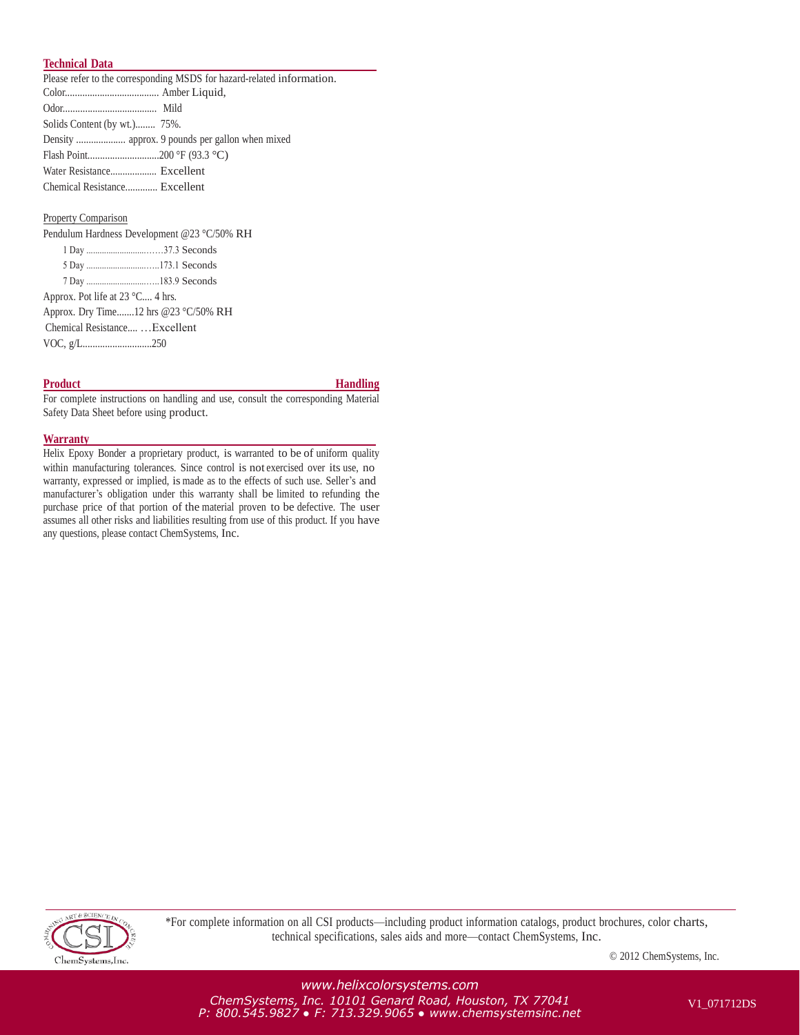## Technical Data

Please refer to the corresponding MSDS for hazard-related information.

Color...................................... Amber Liquid,

Odor...................................... Mild

Solids Content (by wt.)........ 75%.

Density .................... approx. 9 pounds per gallon when mixed

Flash Point.............................200 °F (93.3 °C)

Water Resistance.................. Excellent

Chemical Resistance............ Excellent

Property Comparison

Pendulum Hardness Development @23 °C/50% RH

1 Day ..............................37.3 Seconds

5 Day ..............................173.1 Seconds

7 Day ..............................183.9 Seconds

Approx. Pot life at 23 °C.... 4 hrs.

Approx. Dry Time.......12 hrs @23 °C/50% RH

Chemical Resistance.... …Excellent

VOC, g/L............................250

## Product Handling

For complete instructions on handling and use, consult the corresponding Material Safety Data Sheet before using product.

## Warranty

Helix Epoxy Bonder a proprietary product, is warranted to be of uniform quality within manufacturing tolerances. Since control is not exercised over its use, no warranty, expressed or implied, is made as to the effects of such use. Seller's and manufacturer's obligation under this warranty shall be limited to refunding the purchase price of that portion of the material proven to be defective. The user assumes all other risks and liabilities resulting from use of this product. If you have any questions, please contact ChemSystems, Inc.

CSI — Combining Art & Science in Concrete — ChemSystems, Inc.

*For complete information on all CSI products—including product information catalogs, product brochures, color charts, technical specifications, sales aids and more—contact ChemSystems, Inc.

© 2012 ChemSystems, Inc.

www.helixcolorsystems.com

ChemSystems, Inc. 10101 Genard Road, Houston, TX 77041

P: 800.545.9827 • F: 713.329.9065 • www.chemsystemsinc.net

V1_071712DS